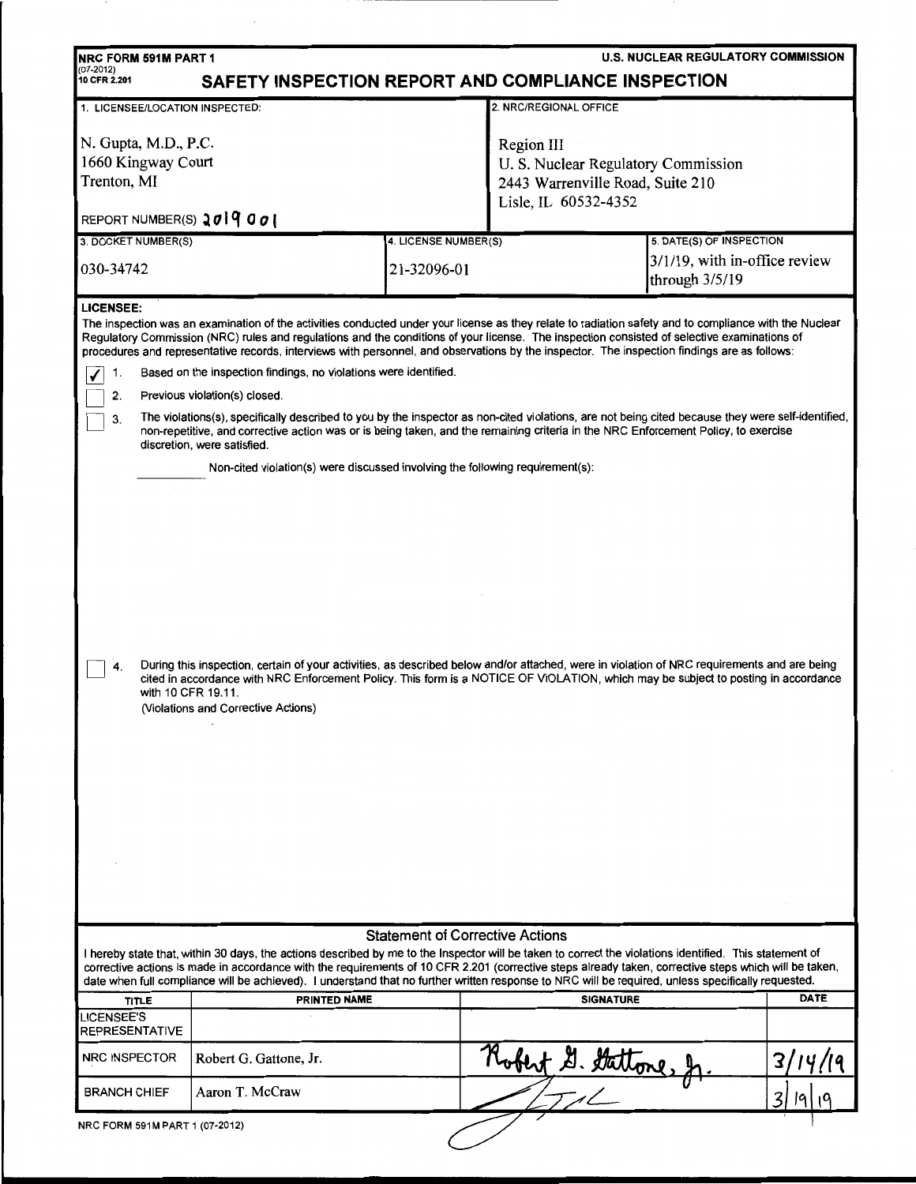**NRC FORM 591M PART 1**
(07-2012)
10 CFR 2.201

**U.S. NUCLEAR REGULATORY COMMISSION**

# SAFETY INSPECTION REPORT AND COMPLIANCE INSPECTION

| 1. LICENSEE/LOCATION INSPECTED: | 2. NRC/REGIONAL OFFICE |
|---|---|
| N. Gupta, M.D., P.C.<br>1660 Kingway Court<br>Trenton, MI<br><br>REPORT NUMBER(S) 2019 001 | Region III<br>U. S. Nuclear Regulatory Commission<br>2443 Warrenville Road, Suite 210<br>Lisle, IL 60532-4352 |

| 3. DOCKET NUMBER(S) | 4. LICENSE NUMBER(S) | 5. DATE(S) OF INSPECTION |
|---|---|---|
| 030-34742 | 21-32096-01 | 3/1/19, with in-office review through 3/5/19 |

**LICENSEE:**

The inspection was an examination of the activities conducted under your license as they relate to radiation safety and to compliance with the Nuclear Regulatory Commission (NRC) rules and regulations and the conditions of your license. The inspection consisted of selective examinations of procedures and representative records, interviews with personnel, and observations by the inspector. The inspection findings are as follows:

- [✓] 1. Based on the inspection findings, no violations were identified.
- [ ] 2. Previous violation(s) closed.
- [ ] 3. The violations(s), specifically described to you by the inspector as non-cited violations, are not being cited because they were self-identified, non-repetitive, and corrective action was or is being taken, and the remaining criteria in the NRC Enforcement Policy, to exercise discretion, were satisfied.

  \_\_\_\_\_\_\_\_ Non-cited violation(s) were discussed involving the following requirement(s):

- [ ] 4. During this inspection, certain of your activities, as described below and/or attached, were in violation of NRC requirements and are being cited in accordance with NRC Enforcement Policy. This form is a NOTICE OF VIOLATION, which may be subject to posting in accordance with 10 CFR 19.11.

  (Violations and Corrective Actions)

## Statement of Corrective Actions

I hereby state that, within 30 days, the actions described by me to the Inspector will be taken to correct the violations identified. This statement of corrective actions is made in accordance with the requirements of 10 CFR 2.201 (corrective steps already taken, corrective steps which will be taken, date when full compliance will be achieved). I understand that no further written response to NRC will be required, unless specifically requested.

| TITLE | PRINTED NAME | SIGNATURE | DATE |
|---|---|---|---|
| LICENSEE'S REPRESENTATIVE | | | |
| NRC INSPECTOR | Robert G. Gattone, Jr. | Robert G. Gattone, Jr. | 3/14/19 |
| BRANCH CHIEF | Aaron T. McCraw | [signature] | 3/19/19 |

NRC FORM 591M PART 1 (07-2012)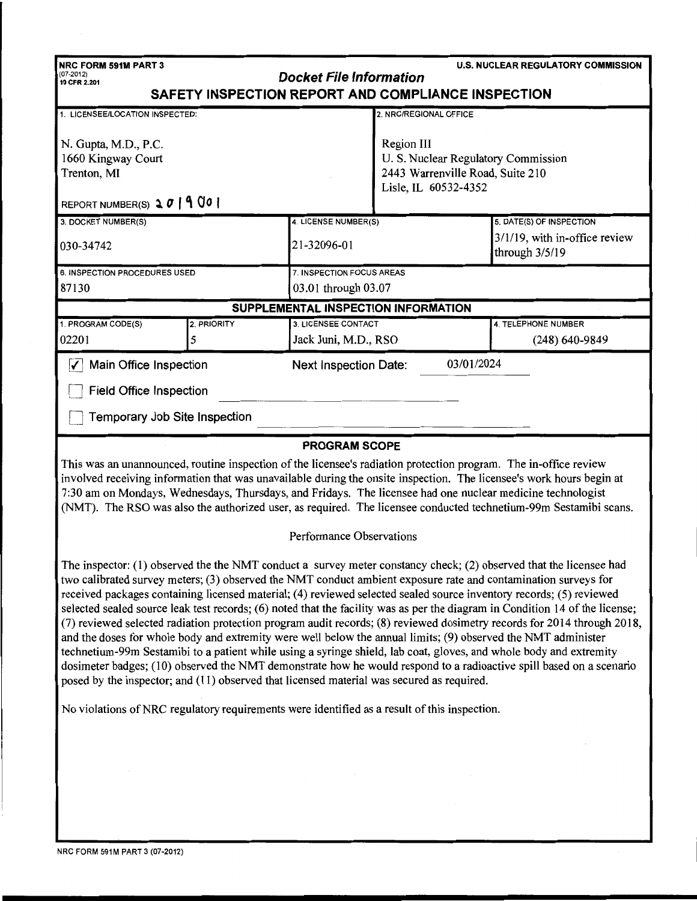NRC FORM 591M PART 3
(07-2012)
10 CFR 2.201

U.S. NUCLEAR REGULATORY COMMISSION

**Docket File Information**

# SAFETY INSPECTION REPORT AND COMPLIANCE INSPECTION

| 1. LICENSEE/LOCATION INSPECTED: | 2. NRC/REGIONAL OFFICE |
|---|---|
| N. Gupta, M.D., P.C.<br>1660 Kingway Court<br>Trenton, MI<br><br>REPORT NUMBER(S) 2019001 | Region III<br>U. S. Nuclear Regulatory Commission<br>2443 Warrenville Road, Suite 210<br>Lisle, IL 60532-4352 |

| 3. DOCKET NUMBER(S) | 4. LICENSE NUMBER(S) | 5. DATE(S) OF INSPECTION |
|---|---|---|
| 030-34742 | 21-32096-01 | 3/1/19, with in-office review through 3/5/19 |

| 6. INSPECTION PROCEDURES USED | 7. INSPECTION FOCUS AREAS |
|---|---|
| 87130 | 03.01 through 03.07 |

## SUPPLEMENTAL INSPECTION INFORMATION

| 1. PROGRAM CODE(S) | 2. PRIORITY | 3. LICENSEE CONTACT | 4. TELEPHONE NUMBER |
|---|---|---|---|
| 02201 | 5 | Jack Juni, M.D., RSO | (248) 640-9849 |

- [x] Main Office Inspection — Next Inspection Date: 03/01/2024
- [ ] Field Office Inspection
- [ ] Temporary Job Site Inspection

## PROGRAM SCOPE

This was an unannounced, routine inspection of the licensee's radiation protection program. The in-office review involved receiving information that was unavailable during the onsite inspection. The licensee's work hours begin at 7:30 am on Mondays, Wednesdays, Thursdays, and Fridays. The licensee had one nuclear medicine technologist (NMT). The RSO was also the authorized user, as required. The licensee conducted technetium-99m Sestamibi scans.

Performance Observations

The inspector: (1) observed the the NMT conduct a survey meter constancy check; (2) observed that the licensee had two calibrated survey meters; (3) observed the NMT conduct ambient exposure rate and contamination surveys for received packages containing licensed material; (4) reviewed selected sealed source inventory records; (5) reviewed selected sealed source leak test records; (6) noted that the facility was as per the diagram in Condition 14 of the license; (7) reviewed selected radiation protection program audit records; (8) reviewed dosimetry records for 2014 through 2018, and the doses for whole body and extremity were well below the annual limits; (9) observed the NMT administer technetium-99m Sestamibi to a patient while using a syringe shield, lab coat, gloves, and whole body and extremity dosimeter badges; (10) observed the NMT demonstrate how he would respond to a radioactive spill based on a scenario posed by the inspector; and (11) observed that licensed material was secured as required.

No violations of NRC regulatory requirements were identified as a result of this inspection.

NRC FORM 591M PART 3 (07-2012)